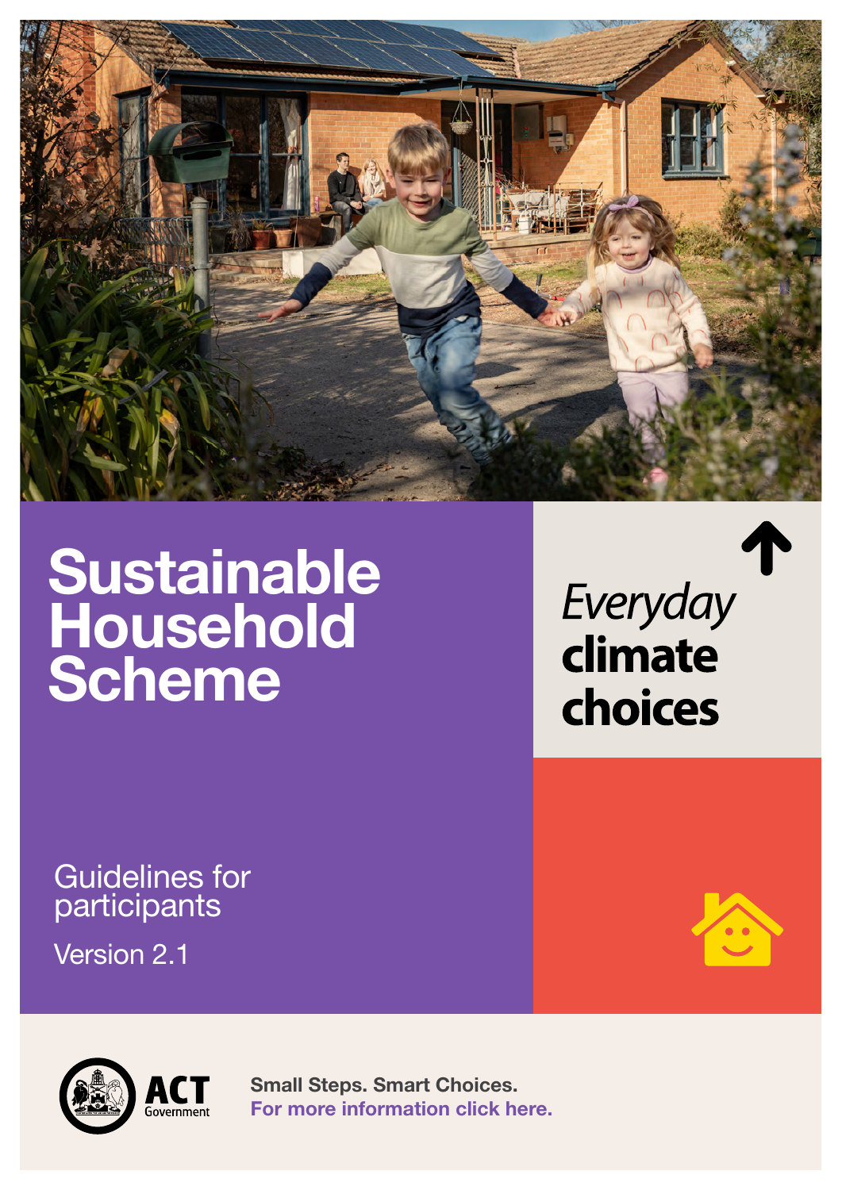# Sustainable Household Scheme

*Everyday* **climate choices**

Guidelines for participants

Version 2.1

ACT Government

Small Steps. Smart Choices.

For more information click here.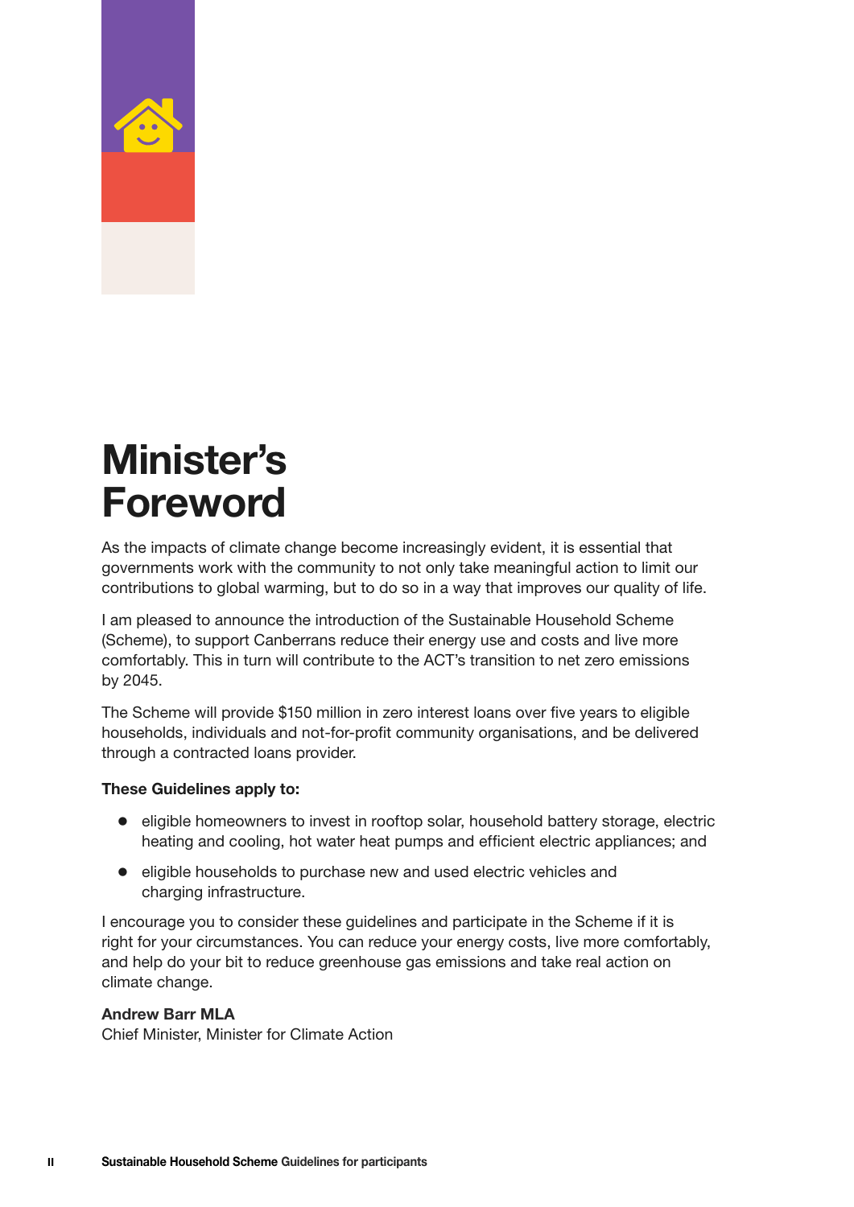# Minister's Foreword

As the impacts of climate change become increasingly evident, it is essential that governments work with the community to not only take meaningful action to limit our contributions to global warming, but to do so in a way that improves our quality of life.

I am pleased to announce the introduction of the Sustainable Household Scheme (Scheme), to support Canberrans reduce their energy use and costs and live more comfortably. This in turn will contribute to the ACT's transition to net zero emissions by 2045.

The Scheme will provide $150 million in zero interest loans over five years to eligible households, individuals and not-for-profit community organisations, and be delivered through a contracted loans provider.

**These Guidelines apply to:**

- eligible homeowners to invest in rooftop solar, household battery storage, electric heating and cooling, hot water heat pumps and efficient electric appliances; and
- eligible households to purchase new and used electric vehicles and charging infrastructure.

I encourage you to consider these guidelines and participate in the Scheme if it is right for your circumstances. You can reduce your energy costs, live more comfortably, and help do your bit to reduce greenhouse gas emissions and take real action on climate change.

**Andrew Barr MLA**
Chief Minister, Minister for Climate Action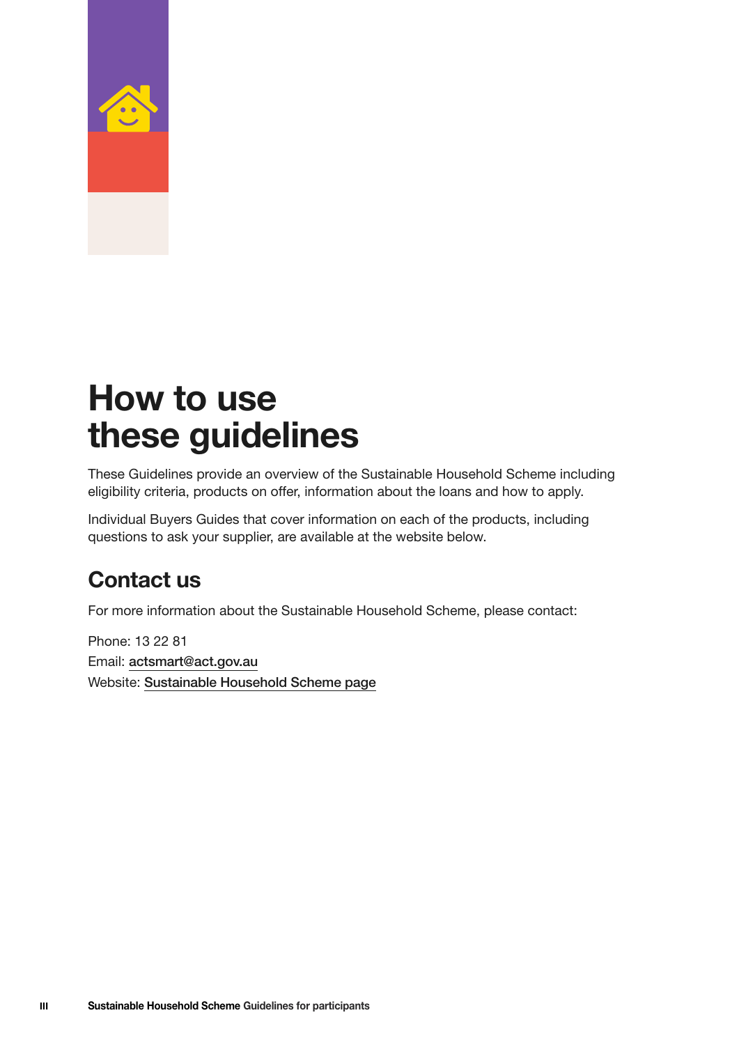# How to use these guidelines

These Guidelines provide an overview of the Sustainable Household Scheme including eligibility criteria, products on offer, information about the loans and how to apply.

Individual Buyers Guides that cover information on each of the products, including questions to ask your supplier, are available at the website below.

## Contact us

For more information about the Sustainable Household Scheme, please contact:

Phone: 13 22 81
Email: actsmart@act.gov.au
Website: Sustainable Household Scheme page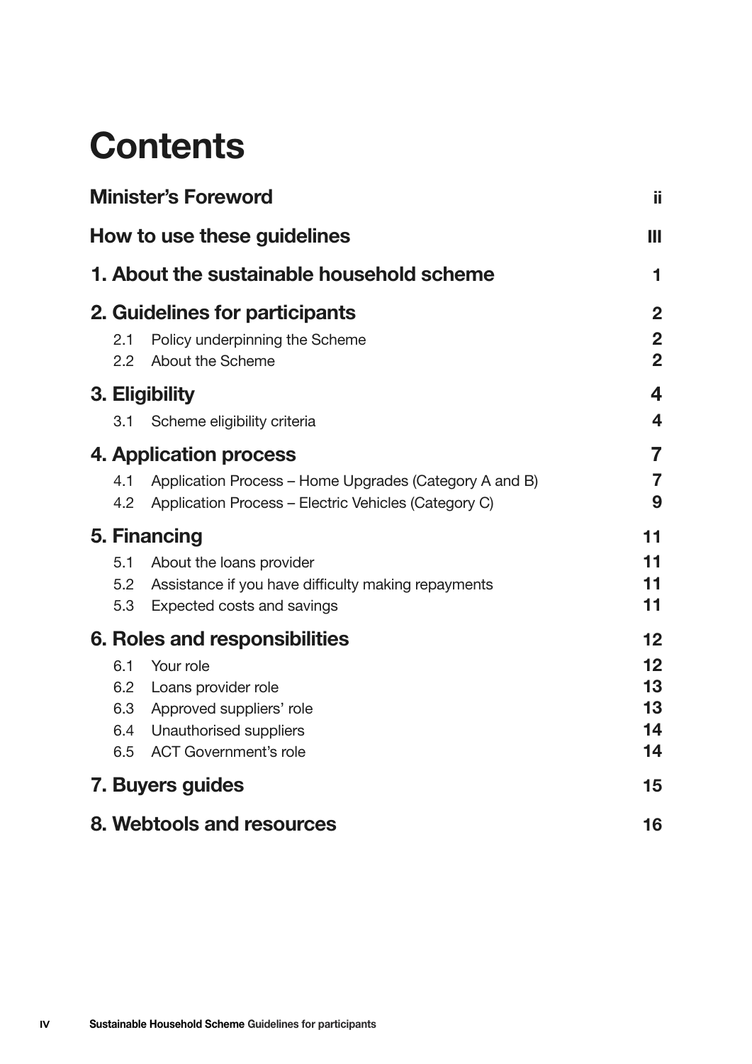# Contents

| | |
|---|---|
| **Minister's Foreword** | **ii** |
| **How to use these guidelines** | **III** |
| **1. About the sustainable household scheme** | **1** |
| **2. Guidelines for participants** | **2** |
| 2.1 Policy underpinning the Scheme | **2** |
| 2.2 About the Scheme | **2** |
| **3. Eligibility** | **4** |
| 3.1 Scheme eligibility criteria | **4** |
| **4. Application process** | **7** |
| 4.1 Application Process – Home Upgrades (Category A and B) | **7** |
| 4.2 Application Process – Electric Vehicles (Category C) | **9** |
| **5. Financing** | **11** |
| 5.1 About the loans provider | **11** |
| 5.2 Assistance if you have difficulty making repayments | **11** |
| 5.3 Expected costs and savings | **11** |
| **6. Roles and responsibilities** | **12** |
| 6.1 Your role | **12** |
| 6.2 Loans provider role | **13** |
| 6.3 Approved suppliers' role | **13** |
| 6.4 Unauthorised suppliers | **14** |
| 6.5 ACT Government's role | **14** |
| **7. Buyers guides** | **15** |
| **8. Webtools and resources** | **16** |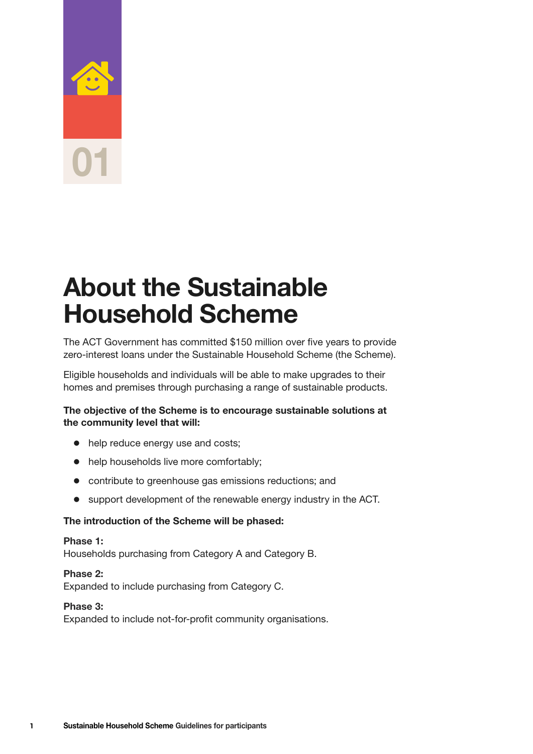01

# About the Sustainable Household Scheme

The ACT Government has committed $150 million over five years to provide zero-interest loans under the Sustainable Household Scheme (the Scheme).

Eligible households and individuals will be able to make upgrades to their homes and premises through purchasing a range of sustainable products.

**The objective of the Scheme is to encourage sustainable solutions at the community level that will:**

- help reduce energy use and costs;
- help households live more comfortably;
- contribute to greenhouse gas emissions reductions; and
- support development of the renewable energy industry in the ACT.

**The introduction of the Scheme will be phased:**

**Phase 1:**
Households purchasing from Category A and Category B.

**Phase 2:**
Expanded to include purchasing from Category C.

**Phase 3:**
Expanded to include not-for-profit community organisations.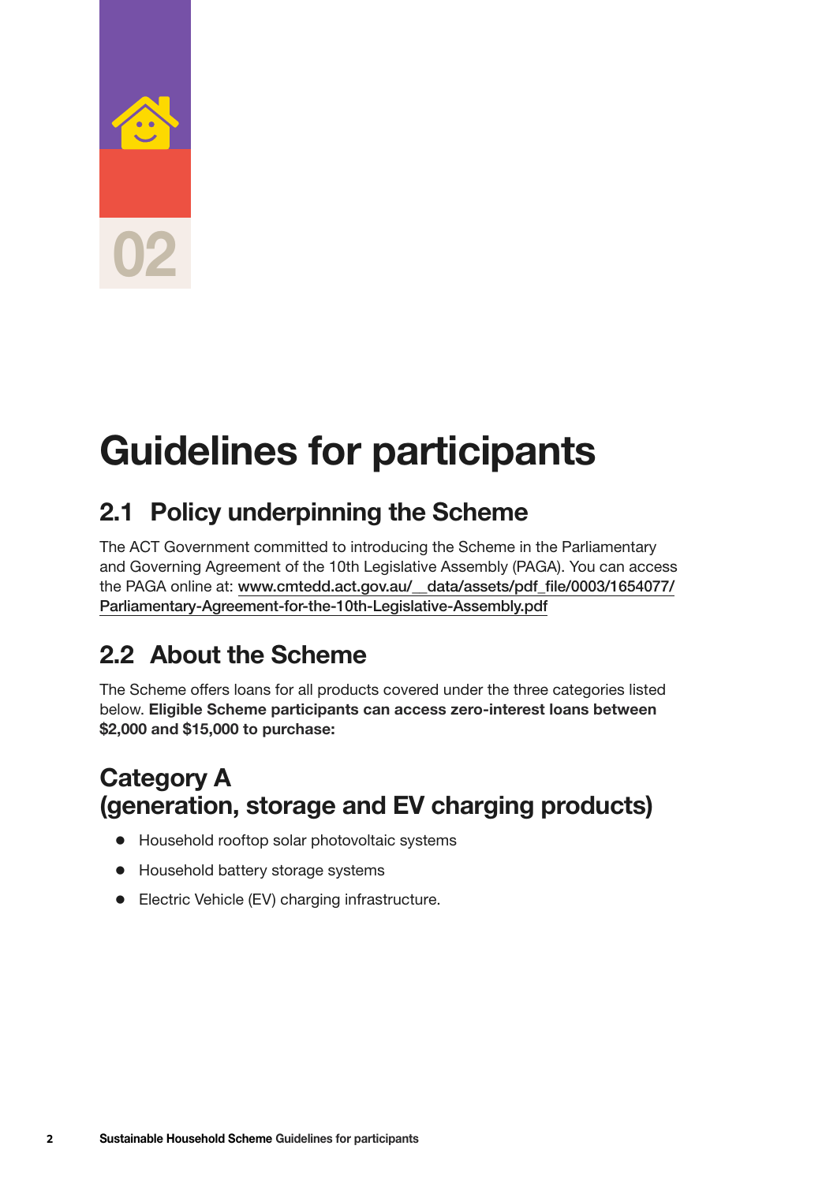02

# Guidelines for participants

## 2.1 Policy underpinning the Scheme

The ACT Government committed to introducing the Scheme in the Parliamentary and Governing Agreement of the 10th Legislative Assembly (PAGA). You can access the PAGA online at: www.cmtedd.act.gov.au/__data/assets/pdf_file/0003/1654077/Parliamentary-Agreement-for-the-10th-Legislative-Assembly.pdf

## 2.2 About the Scheme

The Scheme offers loans for all products covered under the three categories listed below. **Eligible Scheme participants can access zero-interest loans between $2,000 and $15,000 to purchase:**

### Category A (generation, storage and EV charging products)

- Household rooftop solar photovoltaic systems
- Household battery storage systems
- Electric Vehicle (EV) charging infrastructure.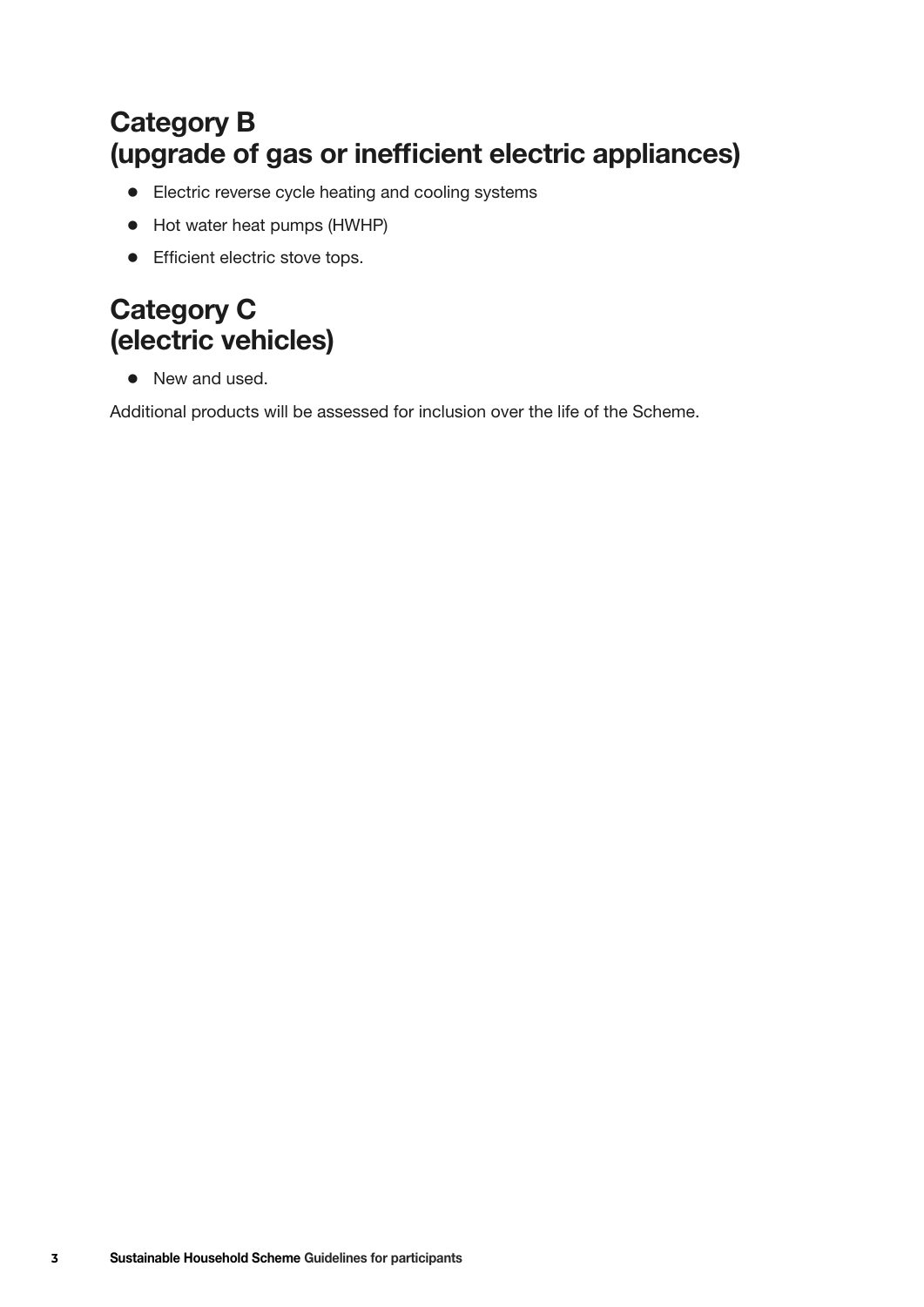## Category B (upgrade of gas or inefficient electric appliances)

- Electric reverse cycle heating and cooling systems
- Hot water heat pumps (HWHP)
- Efficient electric stove tops.

## Category C (electric vehicles)

- New and used.

Additional products will be assessed for inclusion over the life of the Scheme.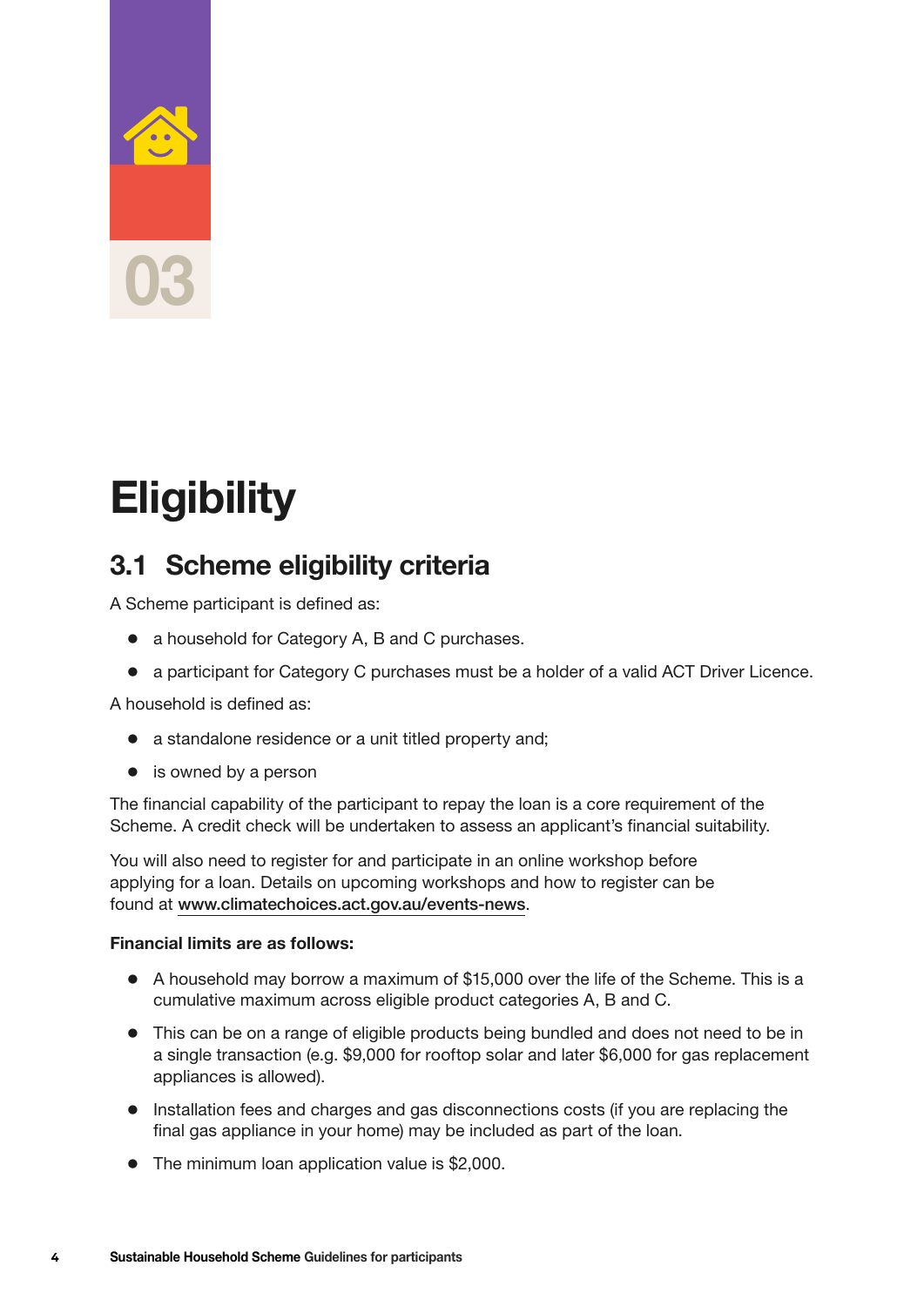03

# Eligibility

## 3.1 Scheme eligibility criteria

A Scheme participant is defined as:

- a household for Category A, B and C purchases.
- a participant for Category C purchases must be a holder of a valid ACT Driver Licence.

A household is defined as:

- a standalone residence or a unit titled property and;
- is owned by a person

The financial capability of the participant to repay the loan is a core requirement of the Scheme. A credit check will be undertaken to assess an applicant's financial suitability.

You will also need to register for and participate in an online workshop before applying for a loan. Details on upcoming workshops and how to register can be found at www.climatechoices.act.gov.au/events-news.

**Financial limits are as follows:**

- A household may borrow a maximum of $15,000 over the life of the Scheme. This is a cumulative maximum across eligible product categories A, B and C.
- This can be on a range of eligible products being bundled and does not need to be in a single transaction (e.g. $9,000 for rooftop solar and later $6,000 for gas replacement appliances is allowed).
- Installation fees and charges and gas disconnections costs (if you are replacing the final gas appliance in your home) may be included as part of the loan.
- The minimum loan application value is $2,000.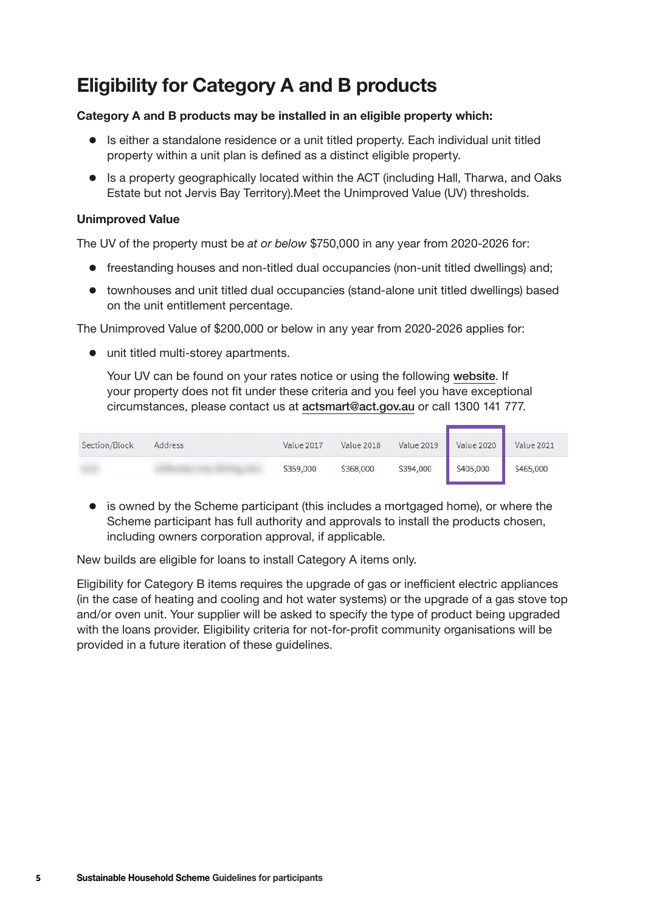## Eligibility for Category A and B products

**Category A and B products may be installed in an eligible property which:**

- Is either a standalone residence or a unit titled property. Each individual unit titled property within a unit plan is defined as a distinct eligible property.
- Is a property geographically located within the ACT (including Hall, Tharwa, and Oaks Estate but not Jervis Bay Territory).Meet the Unimproved Value (UV) thresholds.

**Unimproved Value**

The UV of the property must be *at or below* $750,000 in any year from 2020-2026 for:

- freestanding houses and non-titled dual occupancies (non-unit titled dwellings) and;
- townhouses and unit titled dual occupancies (stand-alone unit titled dwellings) based on the unit entitlement percentage.

The Unimproved Value of $200,000 or below in any year from 2020-2026 applies for:

- unit titled multi-storey apartments.

  Your UV can be found on your rates notice or using the following website. If your property does not fit under these criteria and you feel you have exceptional circumstances, please contact us at actsmart@act.gov.au or call 1300 141 777.

| Section/Block | Address | Value 2017 | Value 2018 | Value 2019 | Value 2020 | Value 2021 |
|---|---|---|---|---|---|---|
| | | $359,000 | $368,000 | $394,000 | $405,000 | $465,000 |

- is owned by the Scheme participant (this includes a mortgaged home), or where the Scheme participant has full authority and approvals to install the products chosen, including owners corporation approval, if applicable.

New builds are eligible for loans to install Category A items only.

Eligibility for Category B items requires the upgrade of gas or inefficient electric appliances (in the case of heating and cooling and hot water systems) or the upgrade of a gas stove top and/or oven unit. Your supplier will be asked to specify the type of product being upgraded with the loans provider. Eligibility criteria for not-for-profit community organisations will be provided in a future iteration of these guidelines.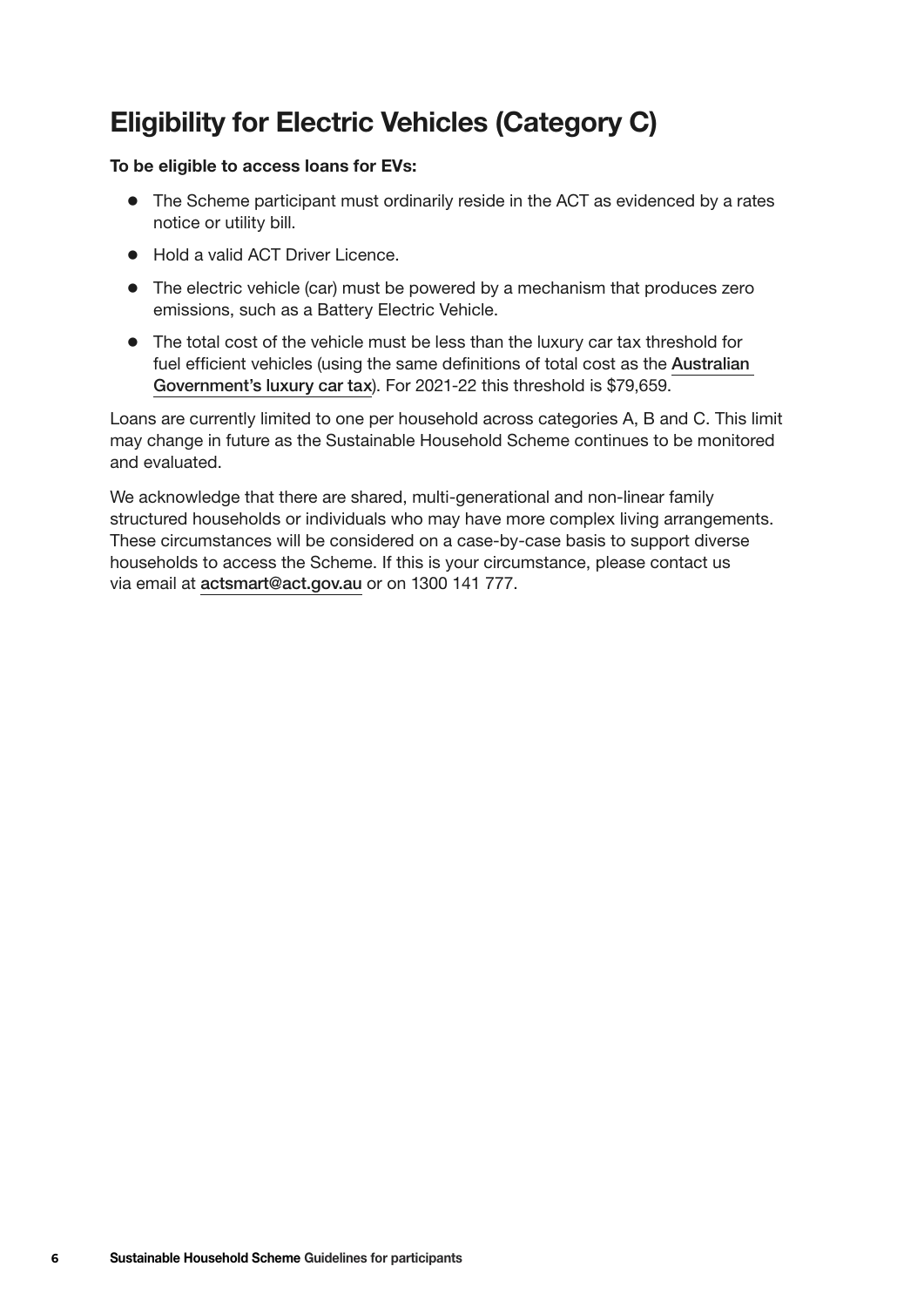# Eligibility for Electric Vehicles (Category C)

**To be eligible to access loans for EVs:**

- The Scheme participant must ordinarily reside in the ACT as evidenced by a rates notice or utility bill.
- Hold a valid ACT Driver Licence.
- The electric vehicle (car) must be powered by a mechanism that produces zero emissions, such as a Battery Electric Vehicle.
- The total cost of the vehicle must be less than the luxury car tax threshold for fuel efficient vehicles (using the same definitions of total cost as the **Australian Government's luxury car tax**). For 2021-22 this threshold is $79,659.

Loans are currently limited to one per household across categories A, B and C. This limit may change in future as the Sustainable Household Scheme continues to be monitored and evaluated.

We acknowledge that there are shared, multi-generational and non-linear family structured households or individuals who may have more complex living arrangements. These circumstances will be considered on a case-by-case basis to support diverse households to access the Scheme. If this is your circumstance, please contact us via email at **actsmart@act.gov.au** or on 1300 141 777.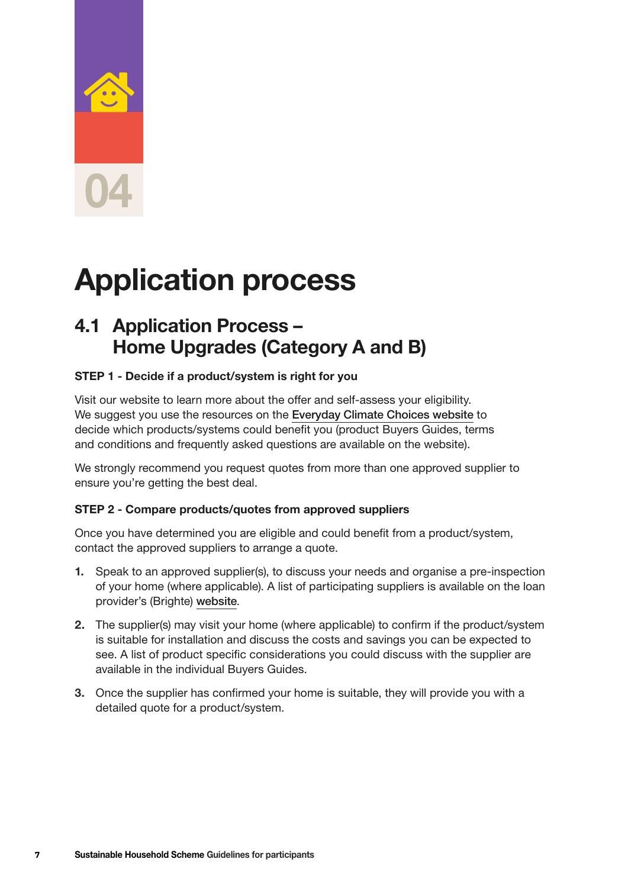04

# Application process

## 4.1 Application Process – Home Upgrades (Category A and B)

**STEP 1 - Decide if a product/system is right for you**

Visit our website to learn more about the offer and self-assess your eligibility. We suggest you use the resources on the Everyday Climate Choices website to decide which products/systems could benefit you (product Buyers Guides, terms and conditions and frequently asked questions are available on the website).

We strongly recommend you request quotes from more than one approved supplier to ensure you're getting the best deal.

**STEP 2 - Compare products/quotes from approved suppliers**

Once you have determined you are eligible and could benefit from a product/system, contact the approved suppliers to arrange a quote.

1. Speak to an approved supplier(s), to discuss your needs and organise a pre-inspection of your home (where applicable). A list of participating suppliers is available on the loan provider's (Brighte) website.
2. The supplier(s) may visit your home (where applicable) to confirm if the product/system is suitable for installation and discuss the costs and savings you can be expected to see. A list of product specific considerations you could discuss with the supplier are available in the individual Buyers Guides.
3. Once the supplier has confirmed your home is suitable, they will provide you with a detailed quote for a product/system.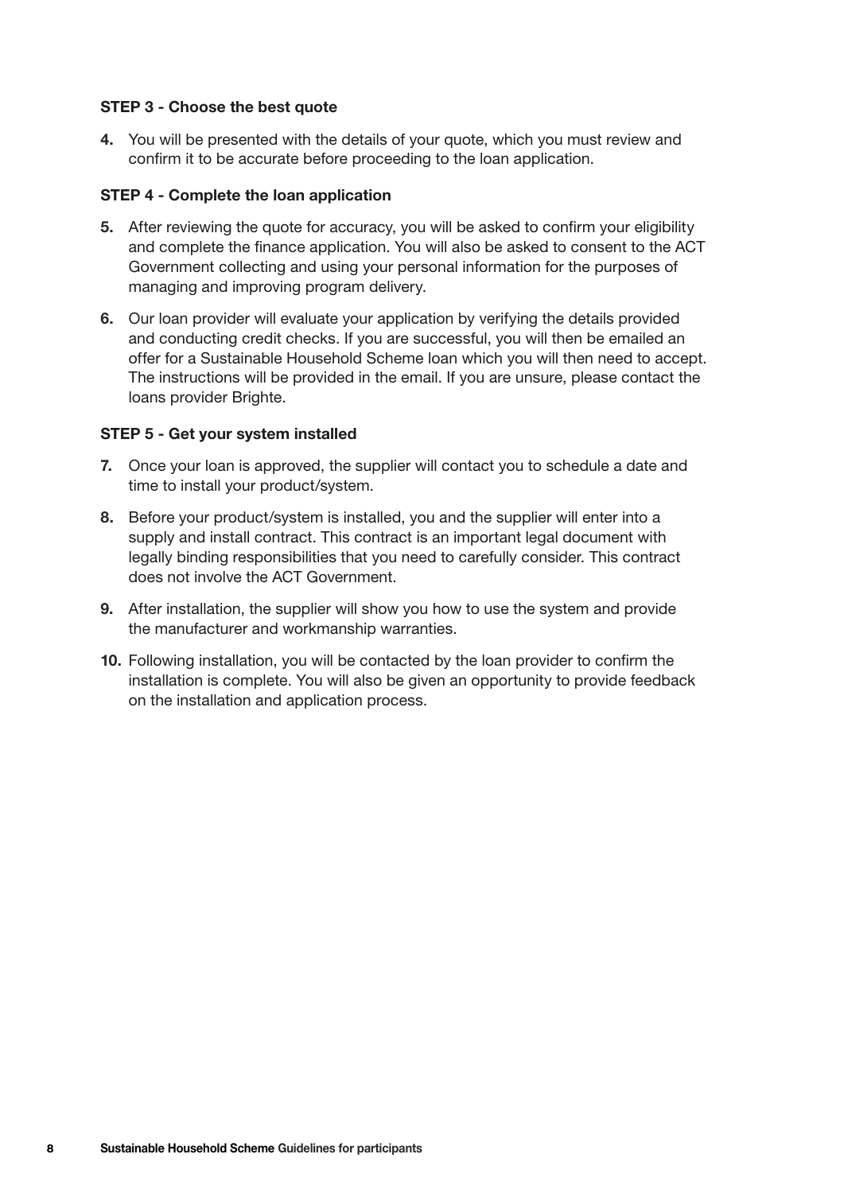**STEP 3 - Choose the best quote**

4. You will be presented with the details of your quote, which you must review and confirm it to be accurate before proceeding to the loan application.

**STEP 4 - Complete the loan application**

5. After reviewing the quote for accuracy, you will be asked to confirm your eligibility and complete the finance application. You will also be asked to consent to the ACT Government collecting and using your personal information for the purposes of managing and improving program delivery.
6. Our loan provider will evaluate your application by verifying the details provided and conducting credit checks. If you are successful, you will then be emailed an offer for a Sustainable Household Scheme loan which you will then need to accept. The instructions will be provided in the email. If you are unsure, please contact the loans provider Brighte.

**STEP 5 - Get your system installed**

7. Once your loan is approved, the supplier will contact you to schedule a date and time to install your product/system.
8. Before your product/system is installed, you and the supplier will enter into a supply and install contract. This contract is an important legal document with legally binding responsibilities that you need to carefully consider. This contract does not involve the ACT Government.
9. After installation, the supplier will show you how to use the system and provide the manufacturer and workmanship warranties.
10. Following installation, you will be contacted by the loan provider to confirm the installation is complete. You will also be given an opportunity to provide feedback on the installation and application process.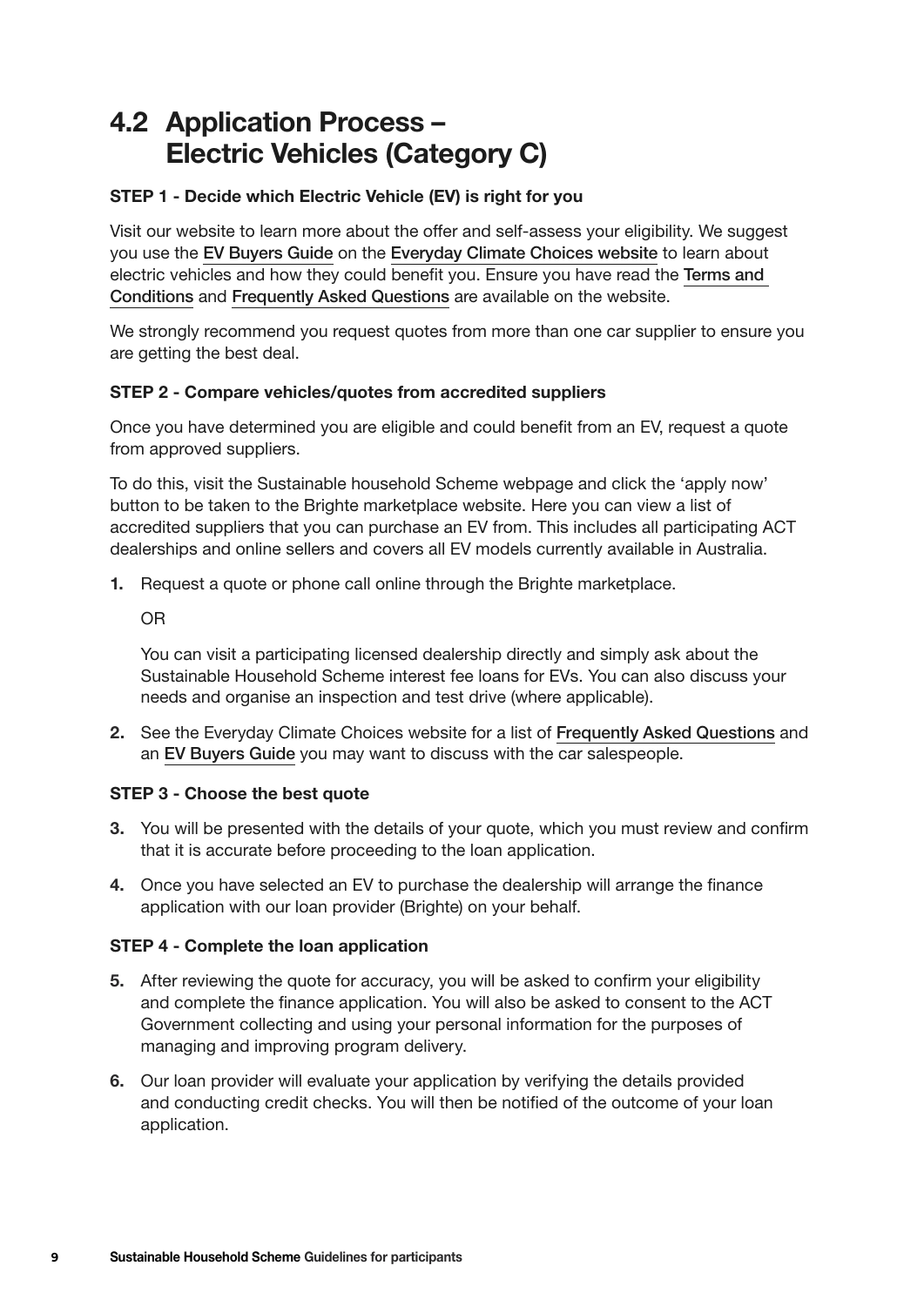## 4.2 Application Process – Electric Vehicles (Category C)

**STEP 1 - Decide which Electric Vehicle (EV) is right for you**

Visit our website to learn more about the offer and self-assess your eligibility. We suggest you use the EV Buyers Guide on the Everyday Climate Choices website to learn about electric vehicles and how they could benefit you. Ensure you have read the Terms and Conditions and Frequently Asked Questions are available on the website.

We strongly recommend you request quotes from more than one car supplier to ensure you are getting the best deal.

**STEP 2 - Compare vehicles/quotes from accredited suppliers**

Once you have determined you are eligible and could benefit from an EV, request a quote from approved suppliers.

To do this, visit the Sustainable household Scheme webpage and click the 'apply now' button to be taken to the Brighte marketplace website. Here you can view a list of accredited suppliers that you can purchase an EV from. This includes all participating ACT dealerships and online sellers and covers all EV models currently available in Australia.

1. Request a quote or phone call online through the Brighte marketplace.

   OR

   You can visit a participating licensed dealership directly and simply ask about the Sustainable Household Scheme interest fee loans for EVs. You can also discuss your needs and organise an inspection and test drive (where applicable).

2. See the Everyday Climate Choices website for a list of Frequently Asked Questions and an EV Buyers Guide you may want to discuss with the car salespeople.

**STEP 3 - Choose the best quote**

3. You will be presented with the details of your quote, which you must review and confirm that it is accurate before proceeding to the loan application.

4. Once you have selected an EV to purchase the dealership will arrange the finance application with our loan provider (Brighte) on your behalf.

**STEP 4 - Complete the loan application**

5. After reviewing the quote for accuracy, you will be asked to confirm your eligibility and complete the finance application. You will also be asked to consent to the ACT Government collecting and using your personal information for the purposes of managing and improving program delivery.

6. Our loan provider will evaluate your application by verifying the details provided and conducting credit checks. You will then be notified of the outcome of your loan application.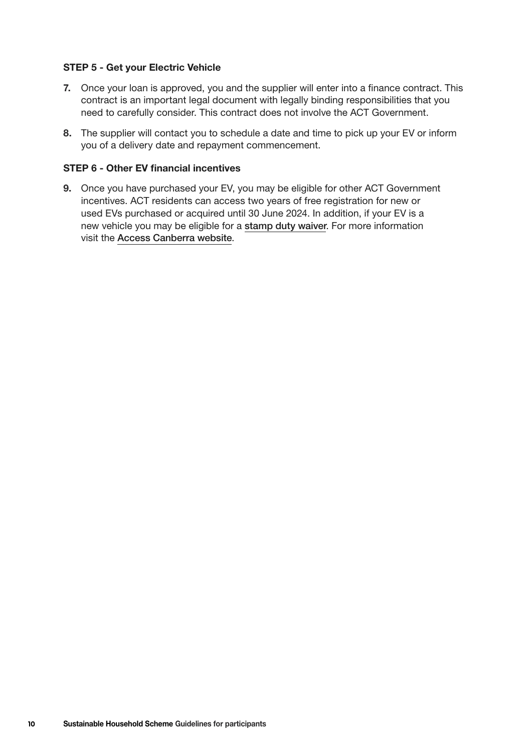**STEP 5 - Get your Electric Vehicle**

7. Once your loan is approved, you and the supplier will enter into a finance contract. This contract is an important legal document with legally binding responsibilities that you need to carefully consider. This contract does not involve the ACT Government.

8. The supplier will contact you to schedule a date and time to pick up your EV or inform you of a delivery date and repayment commencement.

**STEP 6 - Other EV financial incentives**

9. Once you have purchased your EV, you may be eligible for other ACT Government incentives. ACT residents can access two years of free registration for new or used EVs purchased or acquired until 30 June 2024. In addition, if your EV is a new vehicle you may be eligible for a stamp duty waiver. For more information visit the Access Canberra website.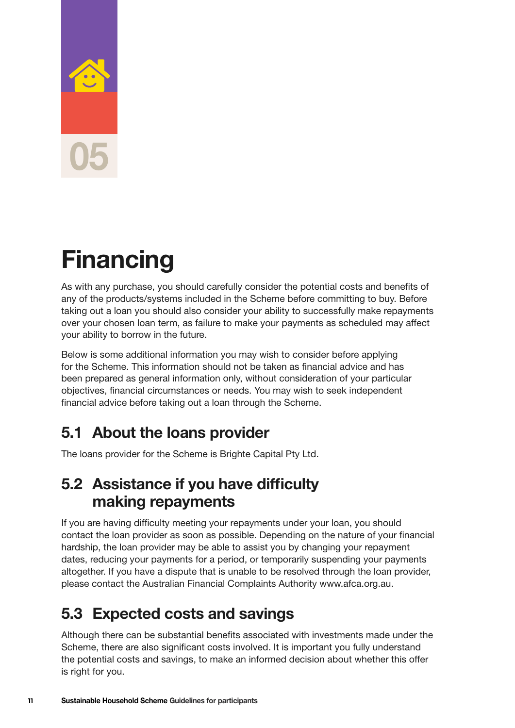# 05

# Financing

As with any purchase, you should carefully consider the potential costs and benefits of any of the products/systems included in the Scheme before committing to buy. Before taking out a loan you should also consider your ability to successfully make repayments over your chosen loan term, as failure to make your payments as scheduled may affect your ability to borrow in the future.

Below is some additional information you may wish to consider before applying for the Scheme. This information should not be taken as financial advice and has been prepared as general information only, without consideration of your particular objectives, financial circumstances or needs. You may wish to seek independent financial advice before taking out a loan through the Scheme.

## 5.1 About the loans provider

The loans provider for the Scheme is Brighte Capital Pty Ltd.

## 5.2 Assistance if you have difficulty making repayments

If you are having difficulty meeting your repayments under your loan, you should contact the loan provider as soon as possible. Depending on the nature of your financial hardship, the loan provider may be able to assist you by changing your repayment dates, reducing your payments for a period, or temporarily suspending your payments altogether. If you have a dispute that is unable to be resolved through the loan provider, please contact the Australian Financial Complaints Authority www.afca.org.au.

## 5.3 Expected costs and savings

Although there can be substantial benefits associated with investments made under the Scheme, there are also significant costs involved. It is important you fully understand the potential costs and savings, to make an informed decision about whether this offer is right for you.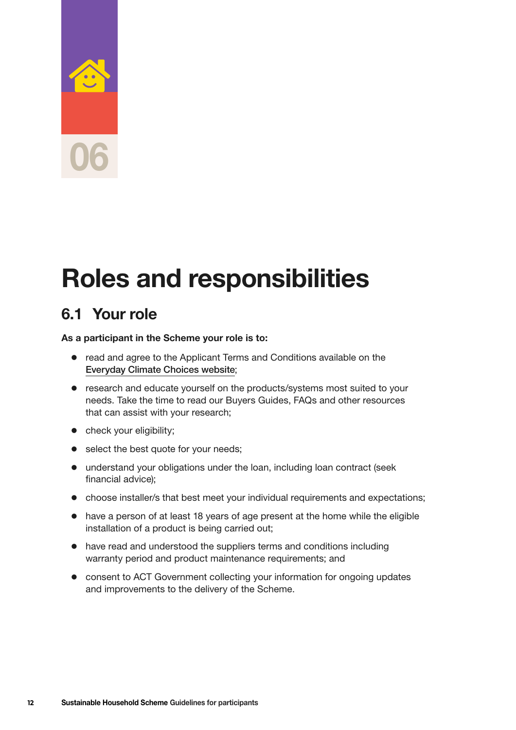06

# Roles and responsibilities

## 6.1 Your role

**As a participant in the Scheme your role is to:**

- read and agree to the Applicant Terms and Conditions available on the Everyday Climate Choices website;
- research and educate yourself on the products/systems most suited to your needs. Take the time to read our Buyers Guides, FAQs and other resources that can assist with your research;
- check your eligibility;
- select the best quote for your needs;
- understand your obligations under the loan, including loan contract (seek financial advice);
- choose installer/s that best meet your individual requirements and expectations;
- have a person of at least 18 years of age present at the home while the eligible installation of a product is being carried out;
- have read and understood the suppliers terms and conditions including warranty period and product maintenance requirements; and
- consent to ACT Government collecting your information for ongoing updates and improvements to the delivery of the Scheme.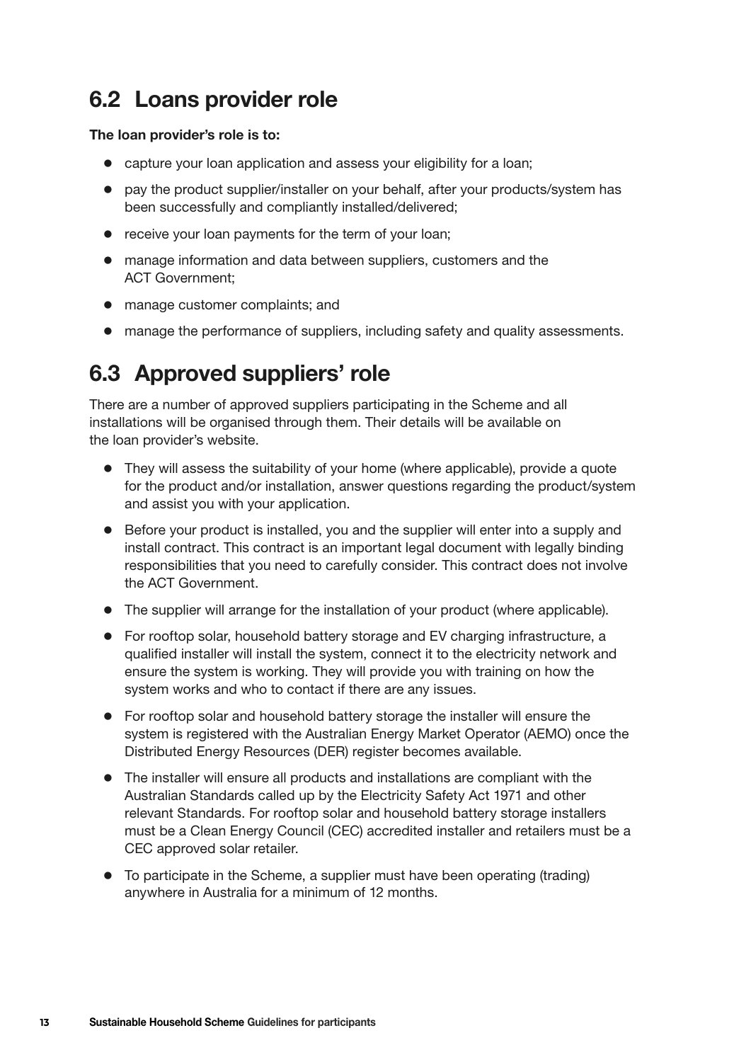## 6.2 Loans provider role

**The loan provider's role is to:**

- capture your loan application and assess your eligibility for a loan;
- pay the product supplier/installer on your behalf, after your products/system has been successfully and compliantly installed/delivered;
- receive your loan payments for the term of your loan;
- manage information and data between suppliers, customers and the ACT Government;
- manage customer complaints; and
- manage the performance of suppliers, including safety and quality assessments.

## 6.3 Approved suppliers' role

There are a number of approved suppliers participating in the Scheme and all installations will be organised through them. Their details will be available on the loan provider's website.

- They will assess the suitability of your home (where applicable), provide a quote for the product and/or installation, answer questions regarding the product/system and assist you with your application.
- Before your product is installed, you and the supplier will enter into a supply and install contract. This contract is an important legal document with legally binding responsibilities that you need to carefully consider. This contract does not involve the ACT Government.
- The supplier will arrange for the installation of your product (where applicable).
- For rooftop solar, household battery storage and EV charging infrastructure, a qualified installer will install the system, connect it to the electricity network and ensure the system is working. They will provide you with training on how the system works and who to contact if there are any issues.
- For rooftop solar and household battery storage the installer will ensure the system is registered with the Australian Energy Market Operator (AEMO) once the Distributed Energy Resources (DER) register becomes available.
- The installer will ensure all products and installations are compliant with the Australian Standards called up by the Electricity Safety Act 1971 and other relevant Standards. For rooftop solar and household battery storage installers must be a Clean Energy Council (CEC) accredited installer and retailers must be a CEC approved solar retailer.
- To participate in the Scheme, a supplier must have been operating (trading) anywhere in Australia for a minimum of 12 months.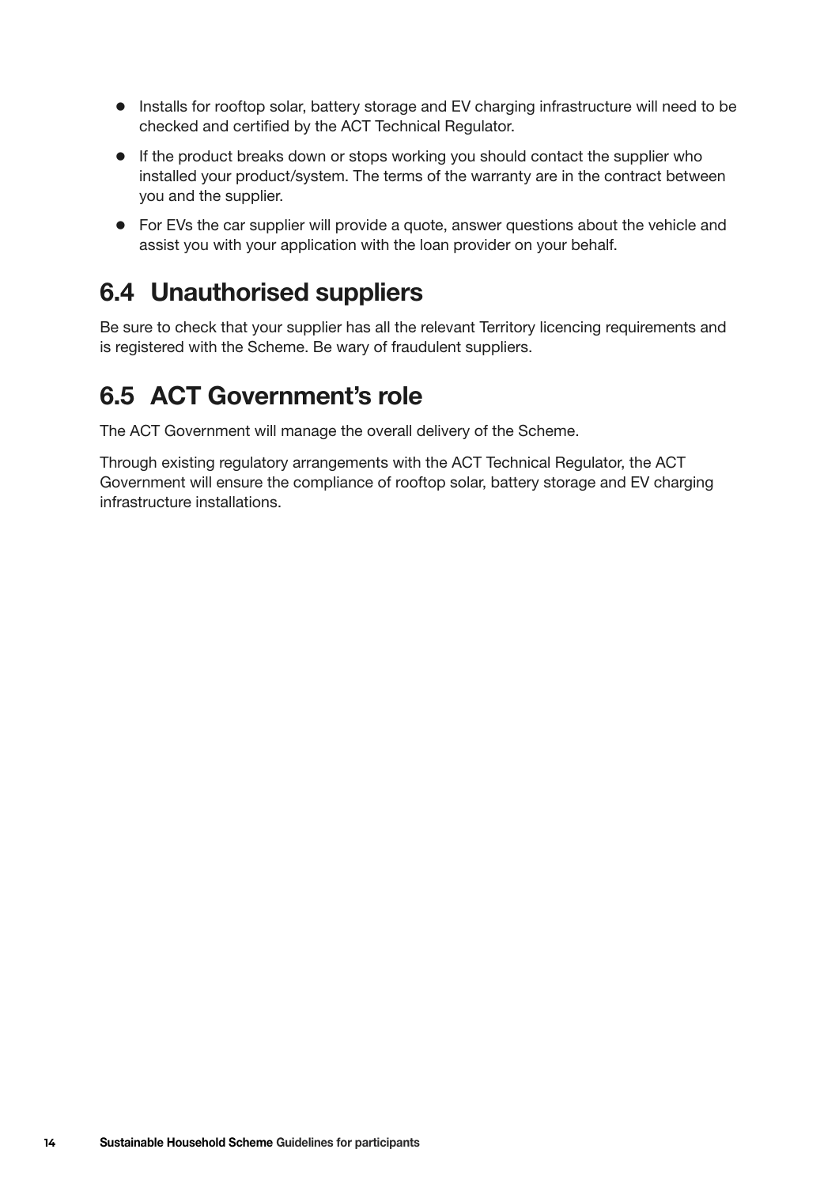- Installs for rooftop solar, battery storage and EV charging infrastructure will need to be checked and certified by the ACT Technical Regulator.
- If the product breaks down or stops working you should contact the supplier who installed your product/system. The terms of the warranty are in the contract between you and the supplier.
- For EVs the car supplier will provide a quote, answer questions about the vehicle and assist you with your application with the loan provider on your behalf.

## 6.4 Unauthorised suppliers

Be sure to check that your supplier has all the relevant Territory licencing requirements and is registered with the Scheme. Be wary of fraudulent suppliers.

## 6.5 ACT Government's role

The ACT Government will manage the overall delivery of the Scheme.

Through existing regulatory arrangements with the ACT Technical Regulator, the ACT Government will ensure the compliance of rooftop solar, battery storage and EV charging infrastructure installations.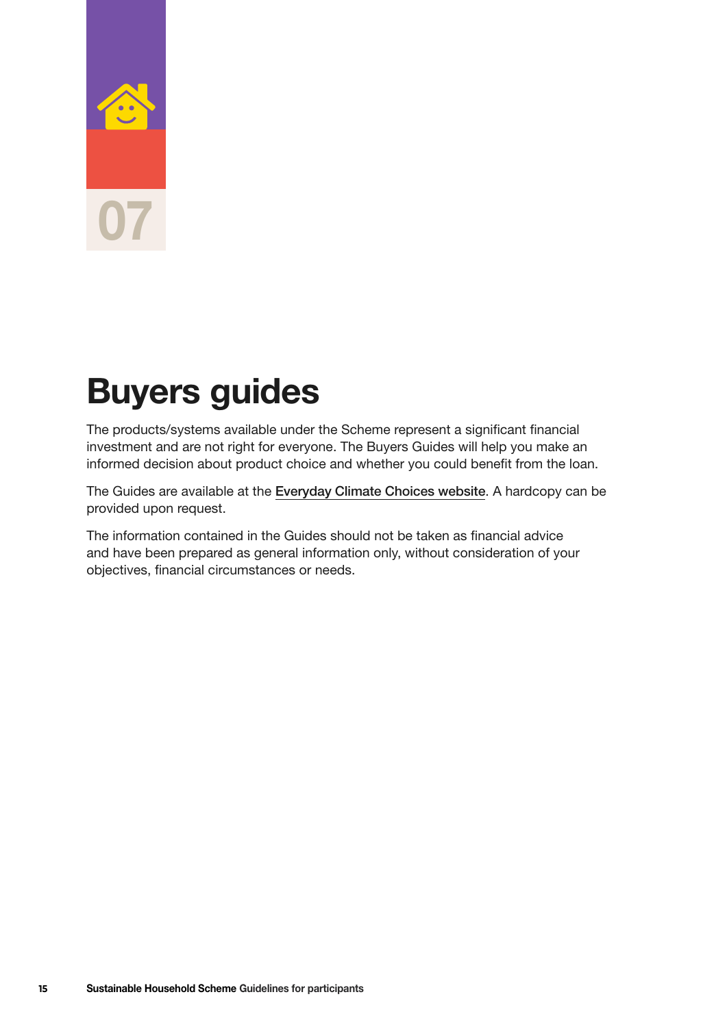07

# Buyers guides

The products/systems available under the Scheme represent a significant financial investment and are not right for everyone. The Buyers Guides will help you make an informed decision about product choice and whether you could benefit from the loan.

The Guides are available at the Everyday Climate Choices website. A hardcopy can be provided upon request.

The information contained in the Guides should not be taken as financial advice and have been prepared as general information only, without consideration of your objectives, financial circumstances or needs.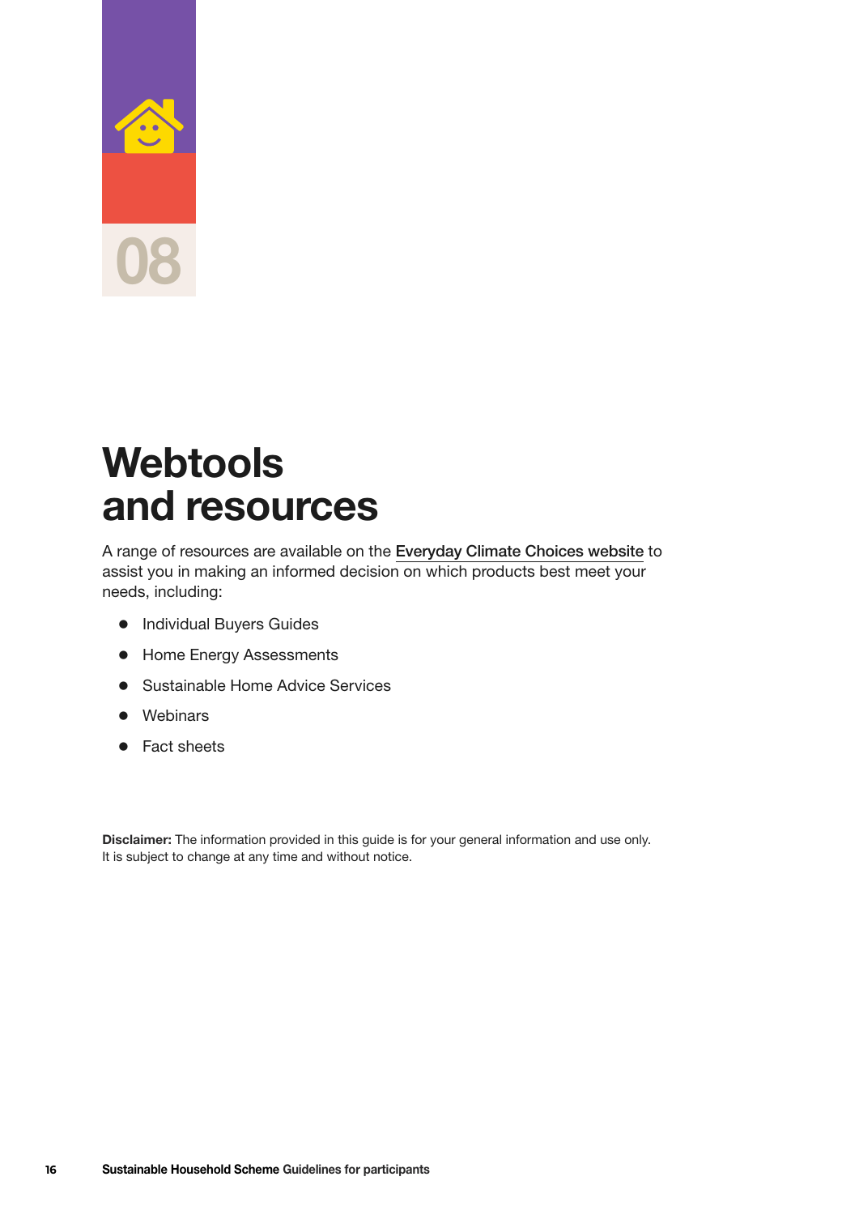08

# Webtools and resources

A range of resources are available on the Everyday Climate Choices website to assist you in making an informed decision on which products best meet your needs, including:

- Individual Buyers Guides
- Home Energy Assessments
- Sustainable Home Advice Services
- Webinars
- Fact sheets

**Disclaimer:** The information provided in this guide is for your general information and use only. It is subject to change at any time and without notice.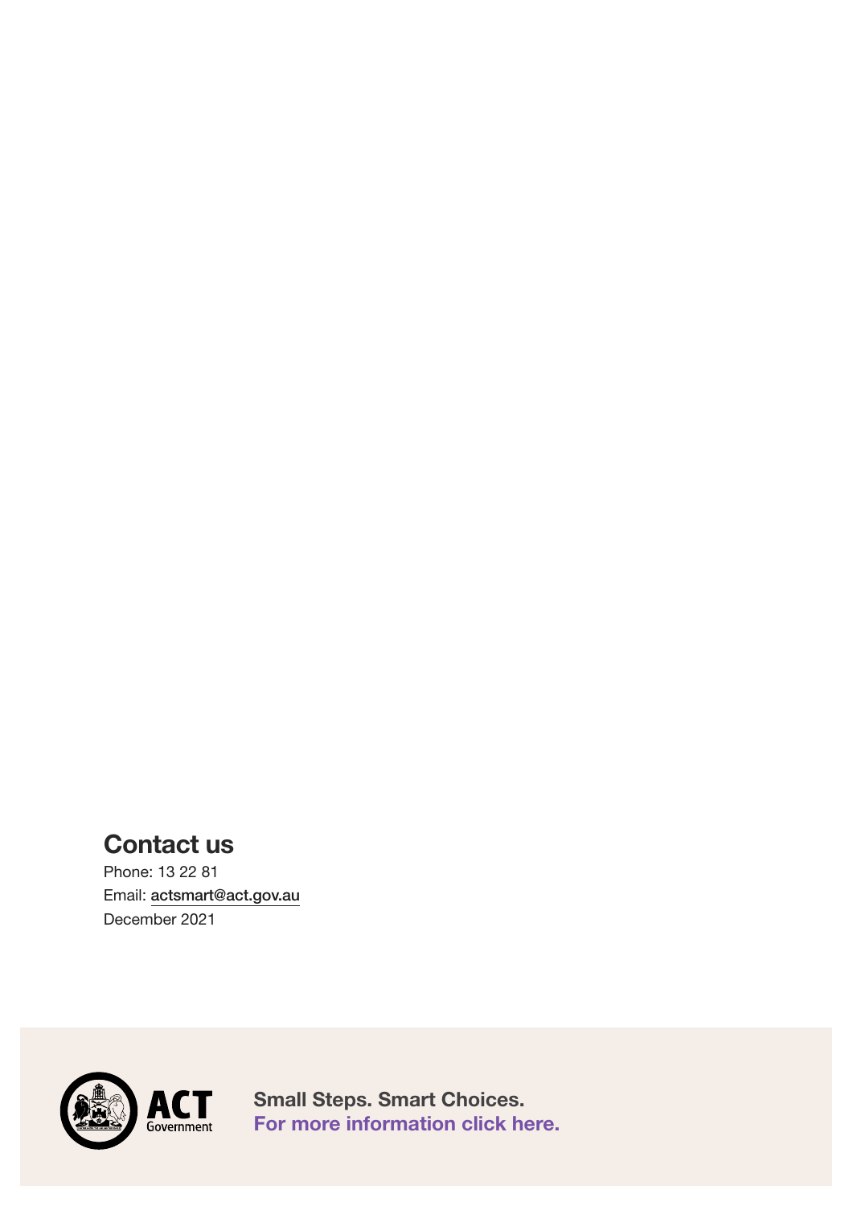## Contact us

Phone: 13 22 81

Email: actsmart@act.gov.au

December 2021

ACT Government

**Small Steps. Smart Choices.**

**For more information click here.**